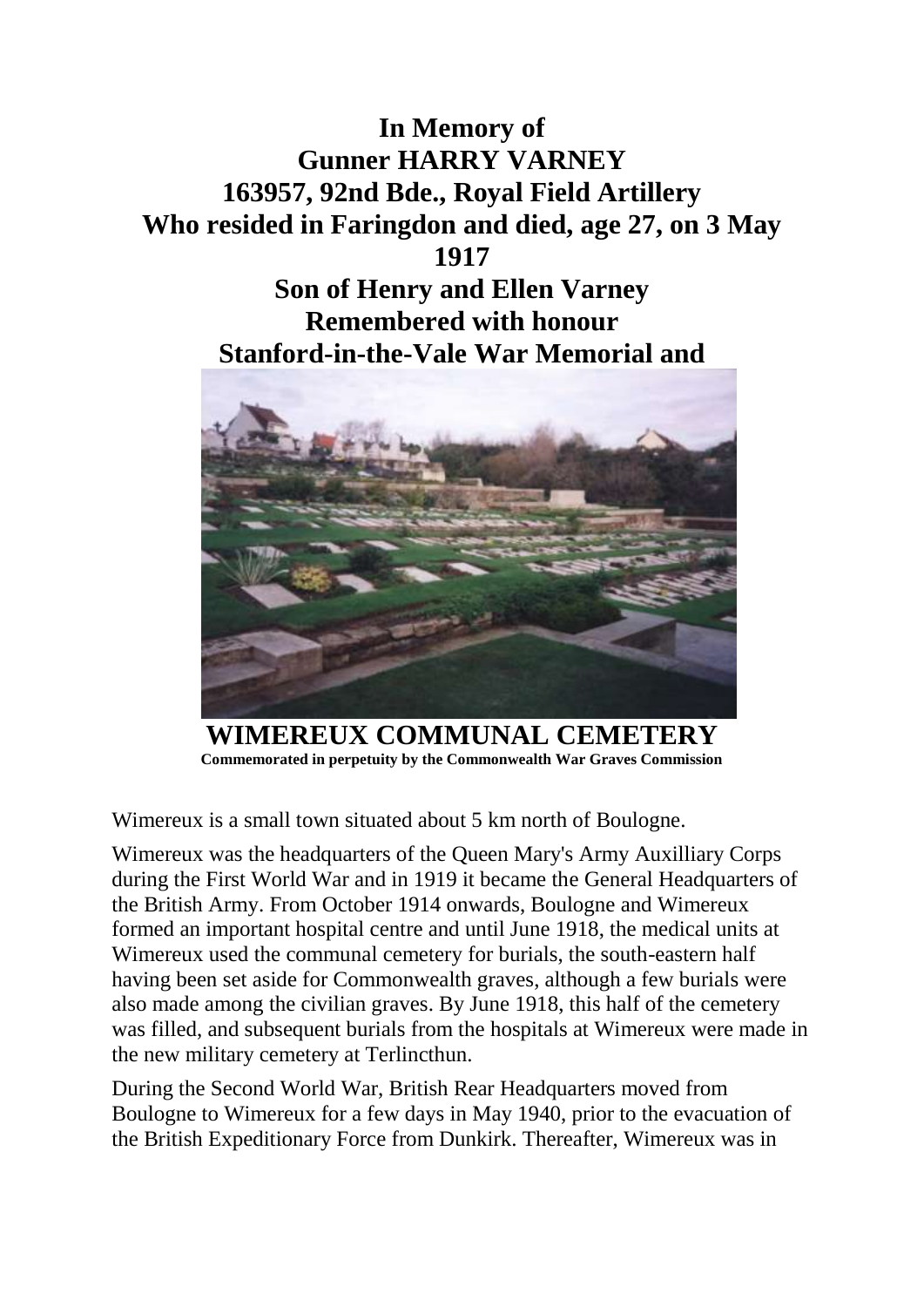**In Memory of**
**Gunner HARRY VARNEY**
**163957, 92nd Bde., Royal Field Artillery**
**Who resided in Faringdon and died, age 27, on 3 May 1917**
**Son of Henry and Ellen Varney**
**Remembered with honour**
**Stanford-in-the-Vale War Memorial and**

**WIMEREUX COMMUNAL CEMETERY**

**Commemorated in perpetuity by the Commonwealth War Graves Commission**

Wimereux is a small town situated about 5 km north of Boulogne.

Wimereux was the headquarters of the Queen Mary's Army Auxilliary Corps during the First World War and in 1919 it became the General Headquarters of the British Army. From October 1914 onwards, Boulogne and Wimereux formed an important hospital centre and until June 1918, the medical units at Wimereux used the communal cemetery for burials, the south-eastern half having been set aside for Commonwealth graves, although a few burials were also made among the civilian graves. By June 1918, this half of the cemetery was filled, and subsequent burials from the hospitals at Wimereux were made in the new military cemetery at Terlincthun.

During the Second World War, British Rear Headquarters moved from Boulogne to Wimereux for a few days in May 1940, prior to the evacuation of the British Expeditionary Force from Dunkirk. Thereafter, Wimereux was in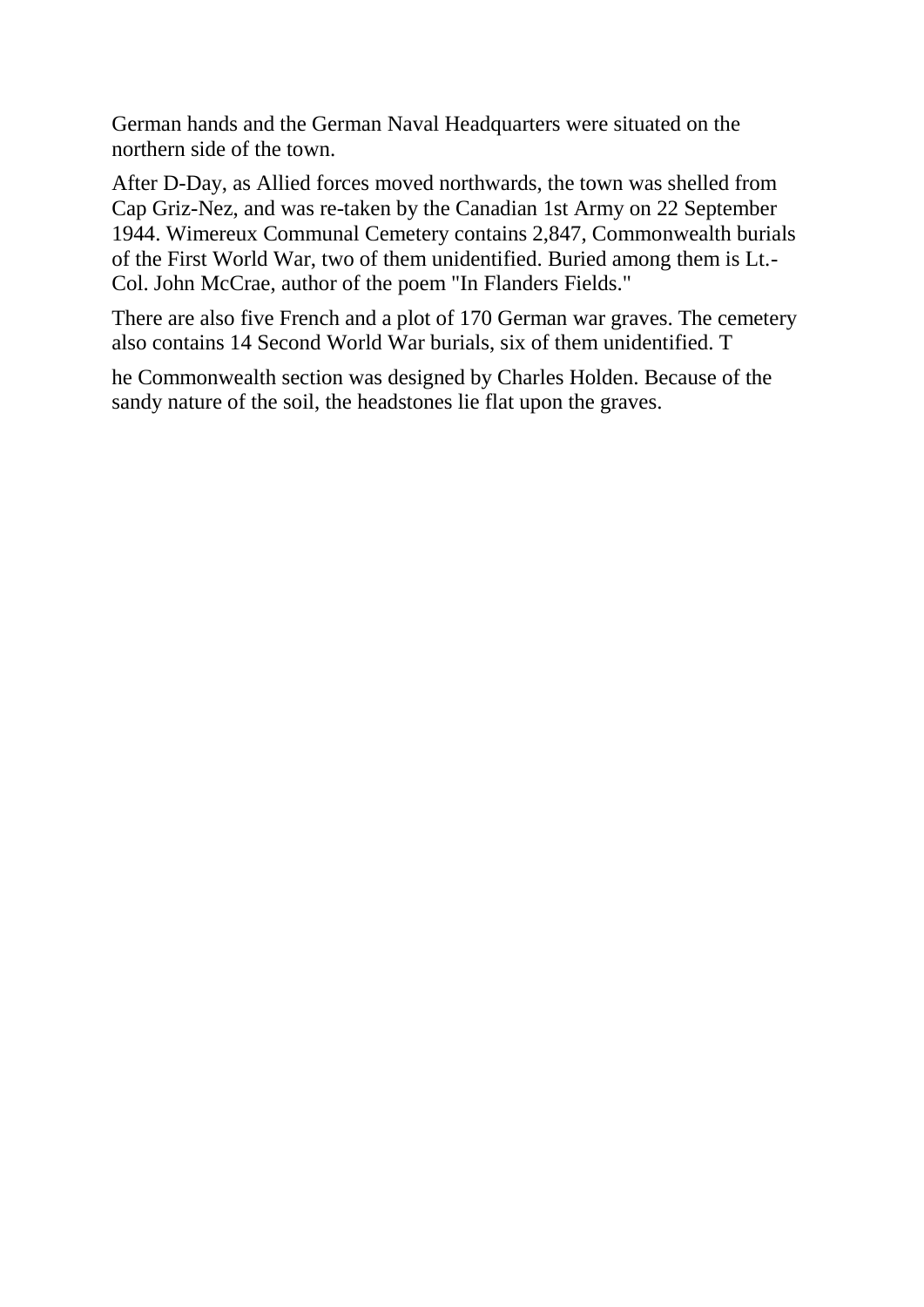German hands and the German Naval Headquarters were situated on the northern side of the town.

After D-Day, as Allied forces moved northwards, the town was shelled from Cap Griz-Nez, and was re-taken by the Canadian 1st Army on 22 September 1944. Wimereux Communal Cemetery contains 2,847, Commonwealth burials of the First World War, two of them unidentified. Buried among them is Lt.-Col. John McCrae, author of the poem "In Flanders Fields."

There are also five French and a plot of 170 German war graves. The cemetery also contains 14 Second World War burials, six of them unidentified. T

he Commonwealth section was designed by Charles Holden. Because of the sandy nature of the soil, the headstones lie flat upon the graves.